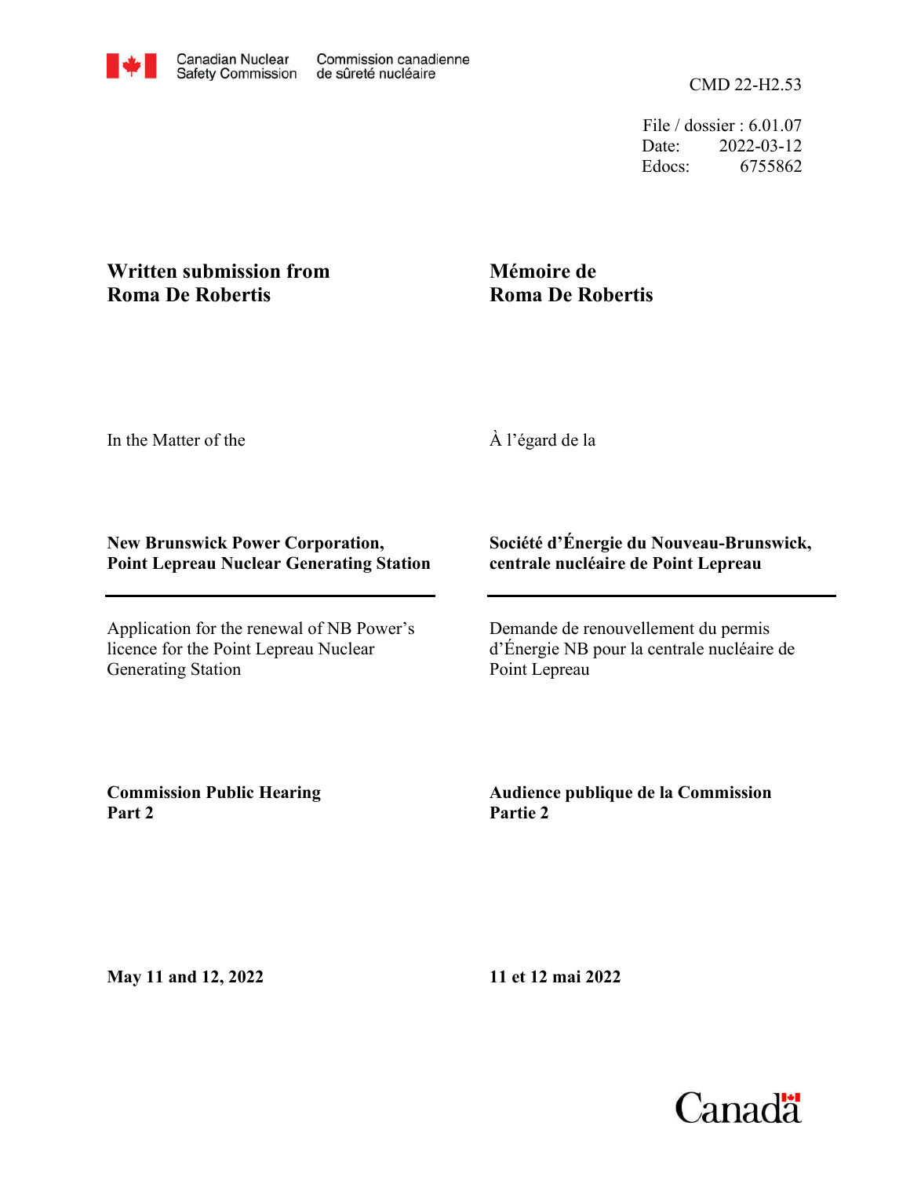Canadian Nuclear Safety Commission | Commission canadienne de sûreté nucléaire

CMD 22-H2.53

File / dossier : 6.01.07
Date: 2022-03-12
Edocs: 6755862

**Written submission from Roma De Robertis**

**Mémoire de Roma De Robertis**

In the Matter of the

À l'égard de la

**New Brunswick Power Corporation, Point Lepreau Nuclear Generating Station**

**Société d'Énergie du Nouveau-Brunswick, centrale nucléaire de Point Lepreau**

---

Application for the renewal of NB Power's licence for the Point Lepreau Nuclear Generating Station

Demande de renouvellement du permis d'Énergie NB pour la centrale nucléaire de Point Lepreau

**Commission Public Hearing Part 2**

**Audience publique de la Commission Partie 2**

**May 11 and 12, 2022**

**11 et 12 mai 2022**

Canada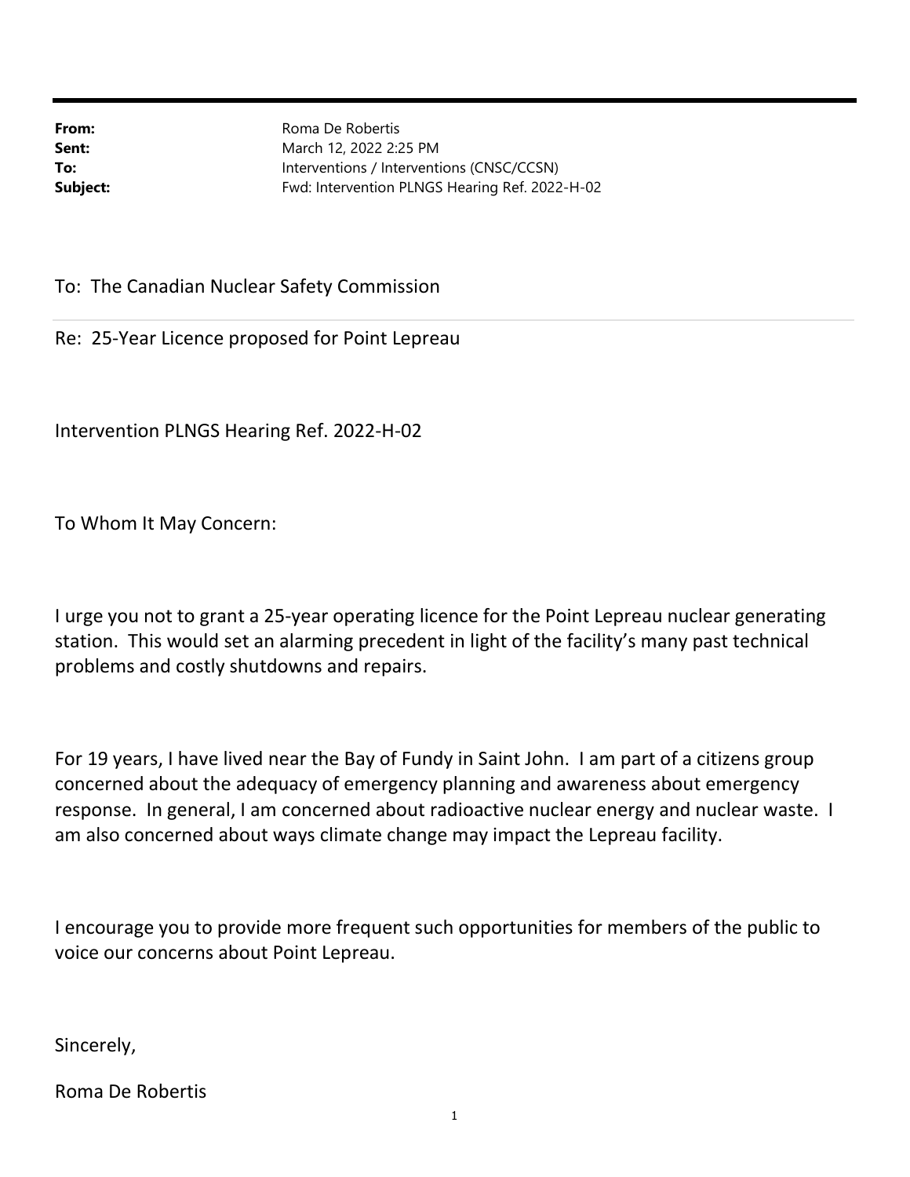**From:** Roma De Robertis
**Sent:** March 12, 2022 2:25 PM
**To:** Interventions / Interventions (CNSC/CCSN)
**Subject:** Fwd: Intervention PLNGS Hearing Ref. 2022-H-02

To: The Canadian Nuclear Safety Commission

Re: 25-Year Licence proposed for Point Lepreau

Intervention PLNGS Hearing Ref. 2022-H-02

To Whom It May Concern:

I urge you not to grant a 25-year operating licence for the Point Lepreau nuclear generating station. This would set an alarming precedent in light of the facility's many past technical problems and costly shutdowns and repairs.

For 19 years, I have lived near the Bay of Fundy in Saint John. I am part of a citizens group concerned about the adequacy of emergency planning and awareness about emergency response. In general, I am concerned about radioactive nuclear energy and nuclear waste. I am also concerned about ways climate change may impact the Lepreau facility.

I encourage you to provide more frequent such opportunities for members of the public to voice our concerns about Point Lepreau.

Sincerely,

Roma De Robertis